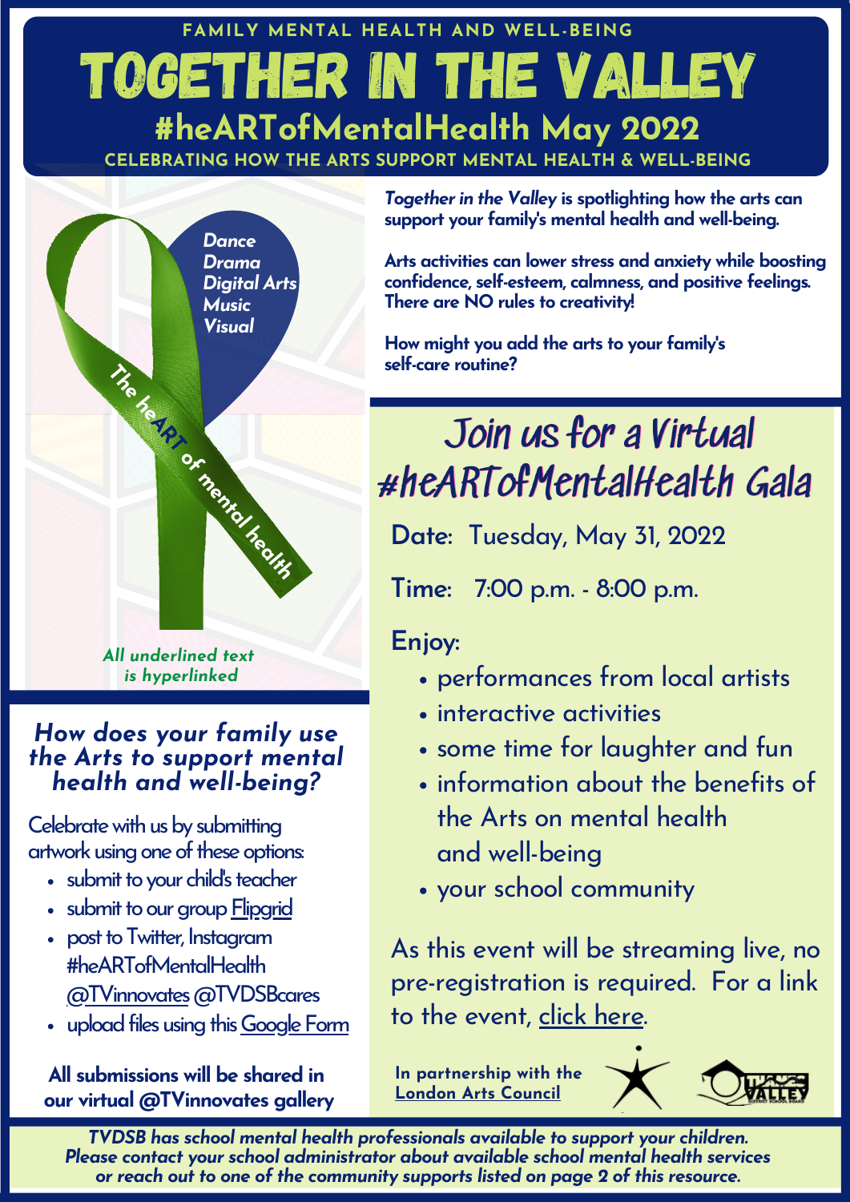FAMILY MENTAL HEALTH AND WELL-BEING

# TOGETHER IN THE VALLEY

## #heARTofMentalHealth May 2022

**CELEBRATING HOW THE ARTS SUPPORT MENTAL HEALTH & WELL-BEING**

*Dance*
*Drama*
*Digital Arts*
*Music*
*Visual*

The heART of mental health

*All underlined text is hyperlinked*

***Together in the Valley*** **is spotlighting how the arts can support your family's mental health and well-being.**

**Arts activities can lower stress and anxiety while boosting confidence, self-esteem, calmness, and positive feelings. There are NO rules to creativity!**

**How might you add the arts to your family's self-care routine?**

### *How does your family use the Arts to support mental health and well-being?*

Celebrate with us by submitting artwork using one of these options:

- submit to your child's teacher
- submit to our group Flipgrid
- post to Twitter, Instagram #heARTofMentalHealth @TVinnovates @TVDSBcares
- upload files using this Google Form

**All submissions will be shared in our virtual @TVinnovates gallery**

## Join us for a Virtual #heARTofMentalHealth Gala

**Date:** Tuesday, May 31, 2022

**Time:** 7:00 p.m. - 8:00 p.m.

**Enjoy:**

- performances from local artists
- interactive activities
- some time for laughter and fun
- information about the benefits of the Arts on mental health and well-being
- your school community

As this event will be streaming live, no pre-registration is required. For a link to the event, click here.

**In partnership with the London Arts Council**

***TVDSB has school mental health professionals available to support your children. Please contact your school administrator about available school mental health services or reach out to one of the community supports listed on page 2 of this resource.***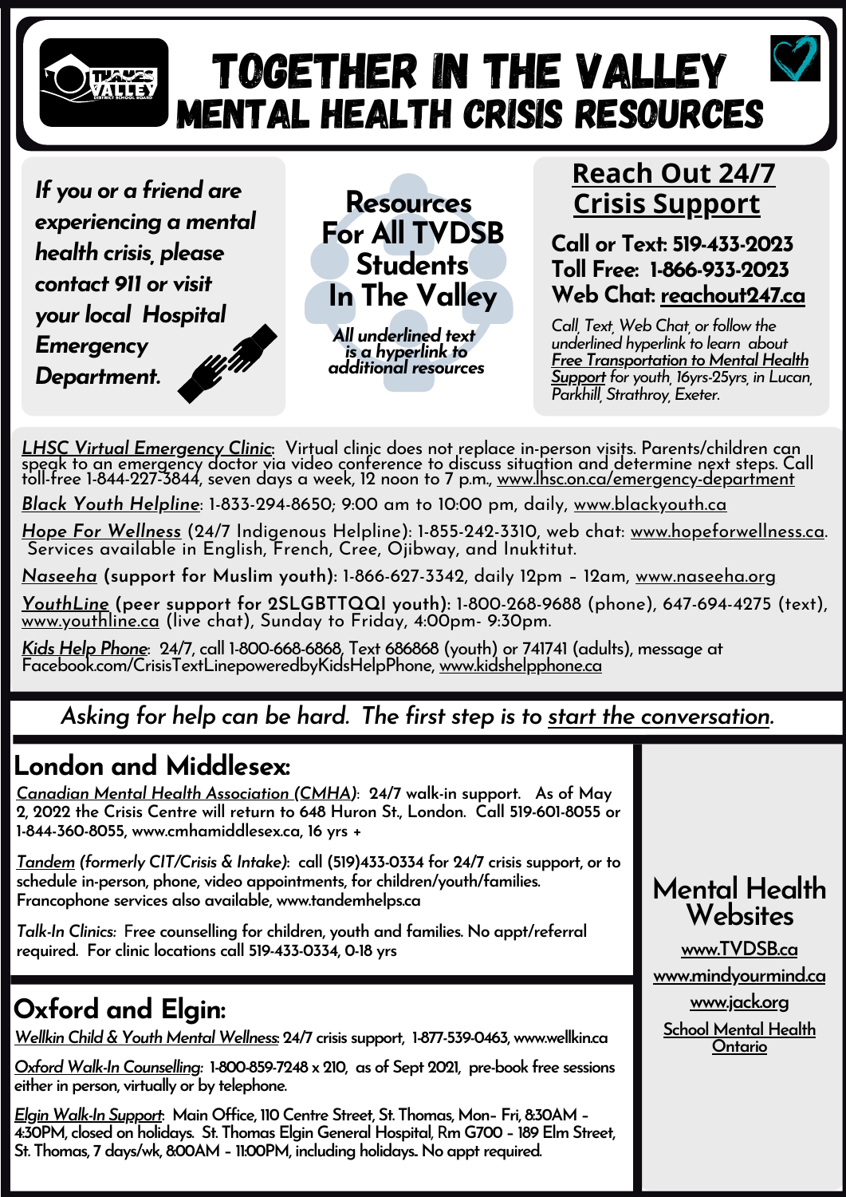# TOGETHER IN THE VALLEY
# MENTAL HEALTH CRISIS RESOURCES

*If you or a friend are experiencing a mental health crisis, please contact 911 or visit your local Hospital Emergency Department.*

## Resources For All TVDSB Students In The Valley

*All underlined text is a hyperlink to additional resources*

## Reach Out 24/7 Crisis Support

**Call or Text: 519-433-2023**
**Toll Free: 1-866-933-2023**
**Web Chat: reachout247.ca**

*Call, Text, Web Chat, or follow the underlined hyperlink to learn about Free Transportation to Mental Health Support for youth, 16yrs-25yrs, in Lucan, Parkhill, Strathroy, Exeter.*

***LHSC Virtual Emergency Clinic***: Virtual clinic does not replace in-person visits. Parents/children can speak to an emergency doctor via video conference to discuss situation and determine next steps. Call toll-free 1-844-227-3844, seven days a week, 12 noon to 7 p.m., www.lhsc.on.ca/emergency-department

***Black Youth Helpline***: 1-833-294-8650; 9:00 am to 10:00 pm, daily, www.blackyouth.ca

***Hope For Wellness*** (24/7 Indigenous Helpline): 1-855-242-3310, web chat: www.hopeforwellness.ca. Services available in English, French, Cree, Ojibway, and Inuktitut.

***Naseeha*** **(support for Muslim youth): 1-866-627-3342, daily 12pm – 12am,** www.naseeha.org

***YouthLine*** **(peer support for 2SLGBTTQQI youth): 1-800-268-9688 (phone), 647-694-4275 (text),** www.youthline.ca (live chat), Sunday to Friday, 4:00pm- 9:30pm.

***Kids Help Phone***: 24/7, call 1-800-668-6868, Text 686868 (youth) or 741741 (adults), message at Facebook.com/CrisisTextLinepoweredbyKidsHelpPhone, www.kidshelpphone.ca

*Asking for help can be hard. The first step is to start the conversation.*

## London and Middlesex:

***Canadian Mental Health Association (CMHA)***: **24/7 walk-in support. As of May 2, 2022 the Crisis Centre will return to 648 Huron St., London. Call 519-601-8055 or 1-844-360-8055, www.cmhamiddlesex.ca, 16 yrs +**

***Tandem*** ***(formerly CIT/Crisis & Intake)***: **call (519)433-0334 for 24/7 crisis support, or to schedule in-person, phone, video appointments, for children/youth/families. Francophone services also available, www.tandemhelps.ca**

***Talk-In Clinics:*** **Free counselling for children, youth and families. No appt/referral required. For clinic locations call 519-433-0334, 0-18 yrs**

## Oxford and Elgin:

***Wellkin Child & Youth Mental Wellness***: **24/7 crisis support, 1-877-539-0463, www.wellkin.ca**

***Oxford Walk-In Counselling***: **1-800-859-7248 x 210, as of Sept 2021, pre-book free sessions either in person, virtually or by telephone.**

***Elgin Walk-In Support***: **Main Office, 110 Centre Street, St. Thomas, Mon– Fri, 8:30AM – 4:30PM, closed on holidays. St. Thomas Elgin General Hospital, Rm G700 – 189 Elm Street, St. Thomas, 7 days/wk, 8:00AM – 11:00PM, including holidays. No appt required.**

## Mental Health Websites

www.TVDSB.ca

www.mindyourmind.ca

www.jack.org

School Mental Health Ontario